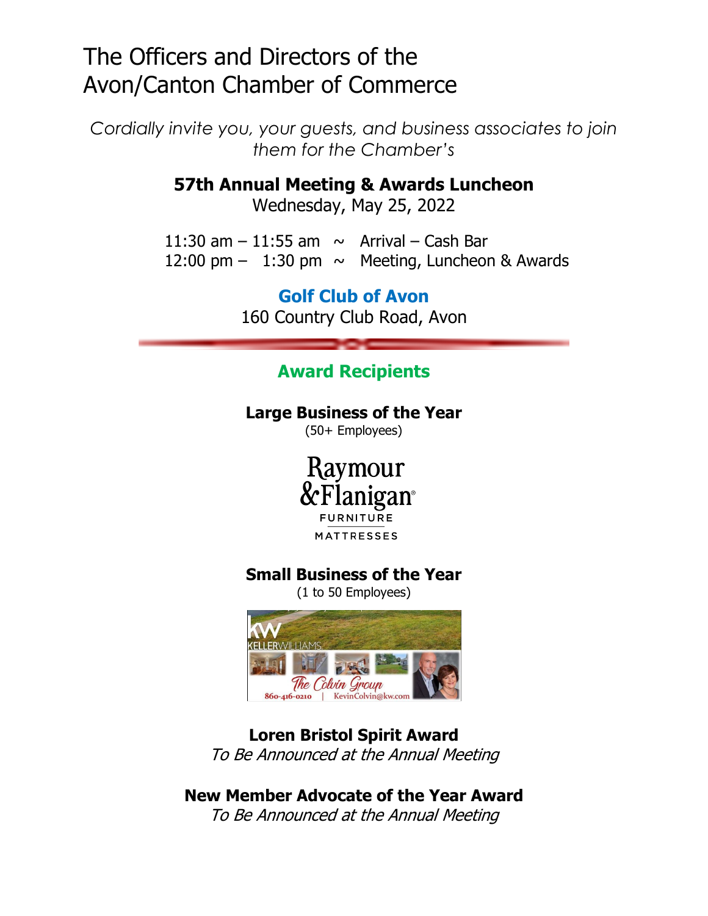# The Officers and Directors of the Avon/Canton Chamber of Commerce

*Cordially invite you, your guests, and business associates to join them for the Chamber's*

**57th Annual Meeting & Awards Luncheon**
Wednesday, May 25, 2022

11:30 am – 11:55 am ~ Arrival – Cash Bar
12:00 pm – 1:30 pm ~ Meeting, Luncheon & Awards

**Golf Club of Avon**
160 Country Club Road, Avon

## Award Recipients

**Large Business of the Year**
(50+ Employees)

Raymour & Flanigan
FURNITURE
MATTRESSES

**Small Business of the Year**
(1 to 50 Employees)

KW KELLERWILLIAMS
The Colvin Group
860-416-0210 | KevinColvin@kw.com

**Loren Bristol Spirit Award**
*To Be Announced at the Annual Meeting*

**New Member Advocate of the Year Award**
*To Be Announced at the Annual Meeting*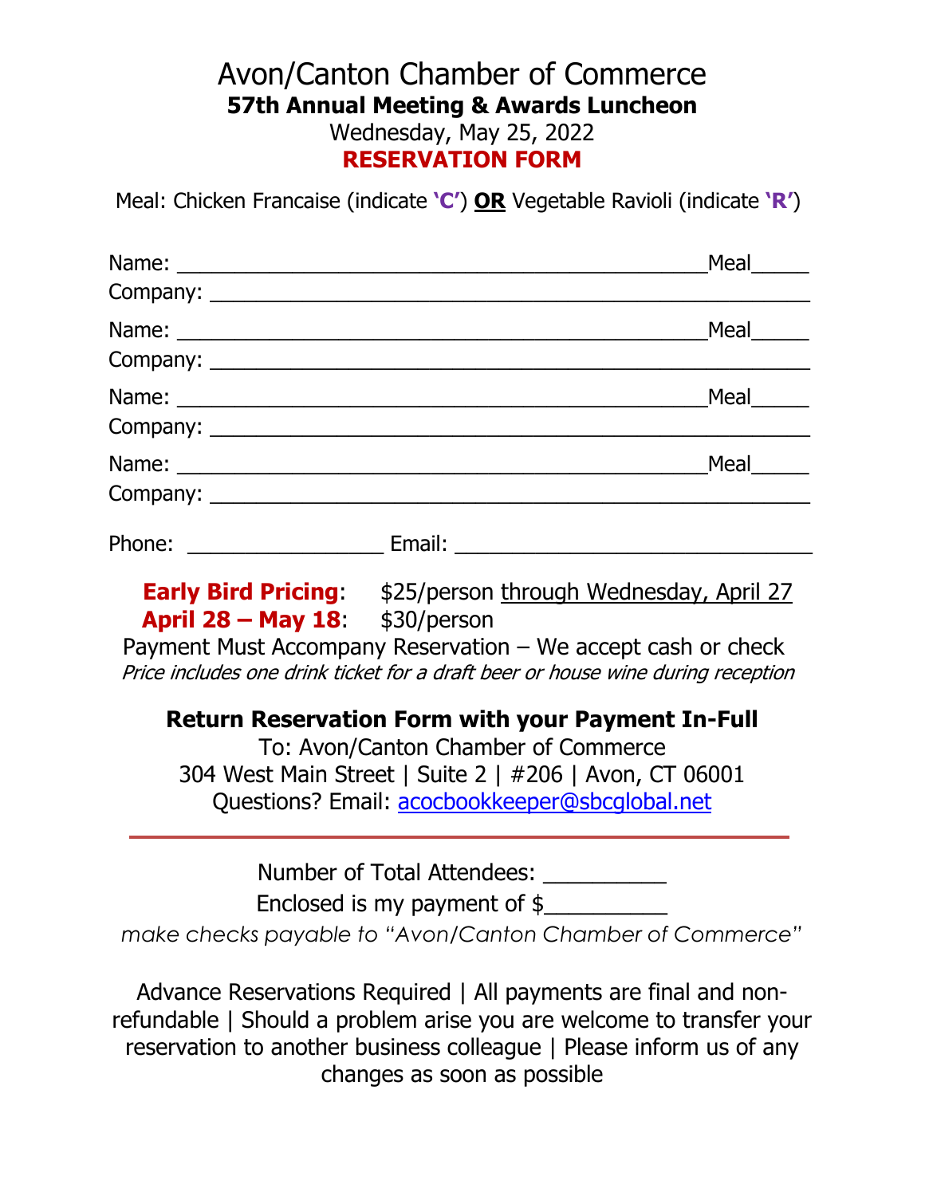# Avon/Canton Chamber of Commerce

## 57th Annual Meeting & Awards Luncheon

Wednesday, May 25, 2022

## RESERVATION FORM

Meal: Chicken Francaise (indicate **'C'**) **OR** Vegetable Ravioli (indicate **'R'**)

Name: _______________________________________________Meal_____
Company: ______________________________________________________

Name: _______________________________________________Meal_____
Company: ______________________________________________________

Name: _______________________________________________Meal_____
Company: ______________________________________________________

Name: _______________________________________________Meal_____
Company: ______________________________________________________

Phone: _________________ Email: ________________________________

**Early Bird Pricing**: $25/person through Wednesday, April 27
**April 28 – May 18**: $30/person

Payment Must Accompany Reservation – We accept cash or check

*Price includes one drink ticket for a draft beer or house wine during reception*

**Return Reservation Form with your Payment In-Full**

To: Avon/Canton Chamber of Commerce
304 West Main Street | Suite 2 | #206 | Avon, CT 06001
Questions? Email: acocbookkeeper@sbcglobal.net

---

Number of Total Attendees: __________

Enclosed is my payment of $__________

*make checks payable to "Avon/Canton Chamber of Commerce"*

Advance Reservations Required | All payments are final and non-refundable | Should a problem arise you are welcome to transfer your reservation to another business colleague | Please inform us of any changes as soon as possible